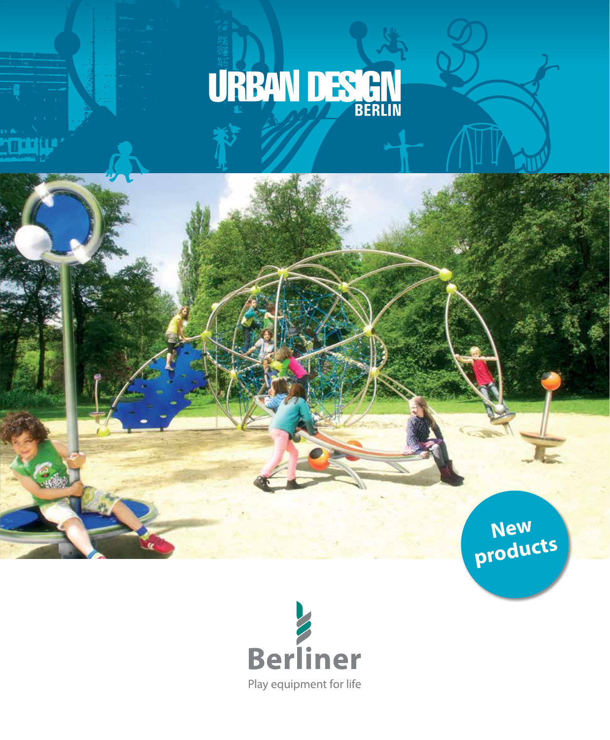# URBAN DESIGN BERLIN

**New products**

**Berliner**

Play equipment for life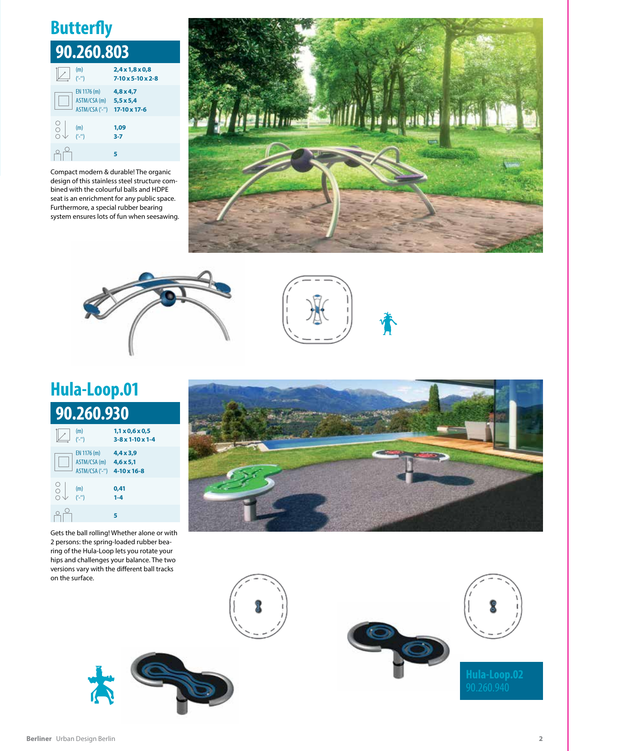## Butterfly

### 90.260.803

| | | |
|---|---|---|
| | (m) | 2,4 x 1,8 x 0,8 |
| | ('-'') | 7-10 x 5-10 x 2-8 |
| | EN 1176 (m) | 4,8 x 4,7 |
| | ASTM/CSA (m) | 5,5 x 5,4 |
| | ASTM/CSA ('-'') | 17-10 x 17-6 |
| | (m) | 1,09 |
| | ('-'') | 3-7 |
| | | 5 |

Compact modern & durable! The organic design of this stainless steel structure combined with the colourful balls and HDPE seat is an enrichment for any public space. Furthermore, a special rubber bearing system ensures lots of fun when seesawing.

## Hula-Loop.01

### 90.260.930

| | | |
|---|---|---|
| | (m) | 1,1 x 0,6 x 0,5 |
| | ('-'') | 3-8 x 1-10 x 1-4 |
| | EN 1176 (m) | 4,4 x 3,9 |
| | ASTM/CSA (m) | 4,6 x 5,1 |
| | ASTM/CSA ('-'') | 4-10 x 16-8 |
| | (m) | 0,41 |
| | ('-'') | 1-4 |
| | | 5 |

Gets the ball rolling! Whether alone or with 2 persons: the spring-loaded rubber bearing of the Hula-Loop lets you rotate your hips and challenges your balance. The two versions vary with the different ball tracks on the surface.

## Hula-Loop.02

### 90.260.940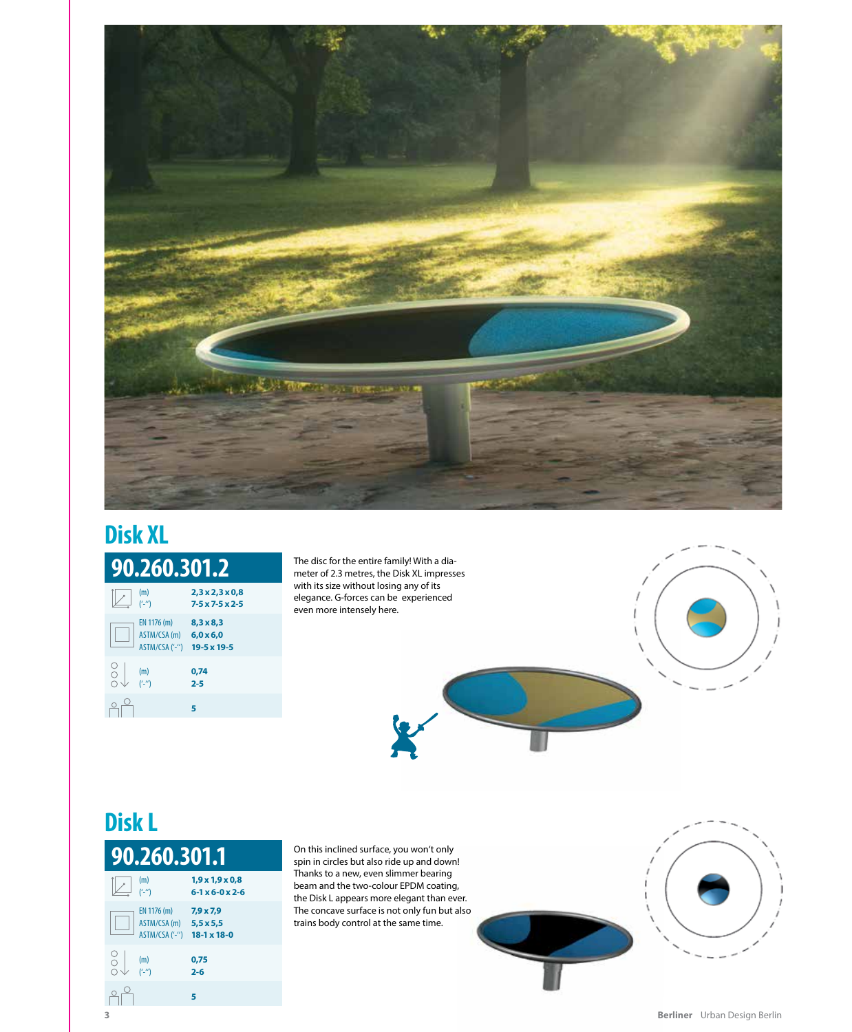## Disk XL

### 90.260.301.2

| | | |
|---|---|---|
| | (m) | 2,3 x 2,3 x 0,8 |
| | ('-") | 7-5 x 7-5 x 2-5 |
| | EN 1176 (m) | 8,3 x 8,3 |
| | ASTM/CSA (m) | 6,0 x 6,0 |
| | ASTM/CSA ('-") | 19-5 x 19-5 |
| | (m) | 0,74 |
| | ('-") | 2-5 |
| | | 5 |

The disc for the entire family! With a diameter of 2.3 metres, the Disk XL impresses with its size without losing any of its elegance. G-forces can be experienced even more intensely here.

## Disk L

### 90.260.301.1

| | | |
|---|---|---|
| | (m) | 1,9 x 1,9 x 0,8 |
| | ('-") | 6-1 x 6-0 x 2-6 |
| | EN 1176 (m) | 7,9 x 7,9 |
| | ASTM/CSA (m) | 5,5 x 5,5 |
| | ASTM/CSA ('-") | 18-1 x 18-0 |
| | (m) | 0,75 |
| | ('-") | 2-6 |
| | | 5 |

On this inclined surface, you won't only spin in circles but also ride up and down! Thanks to a new, even slimmer bearing beam and the two-colour EPDM coating, the Disk L appears more elegant than ever. The concave surface is not only fun but also trains body control at the same time.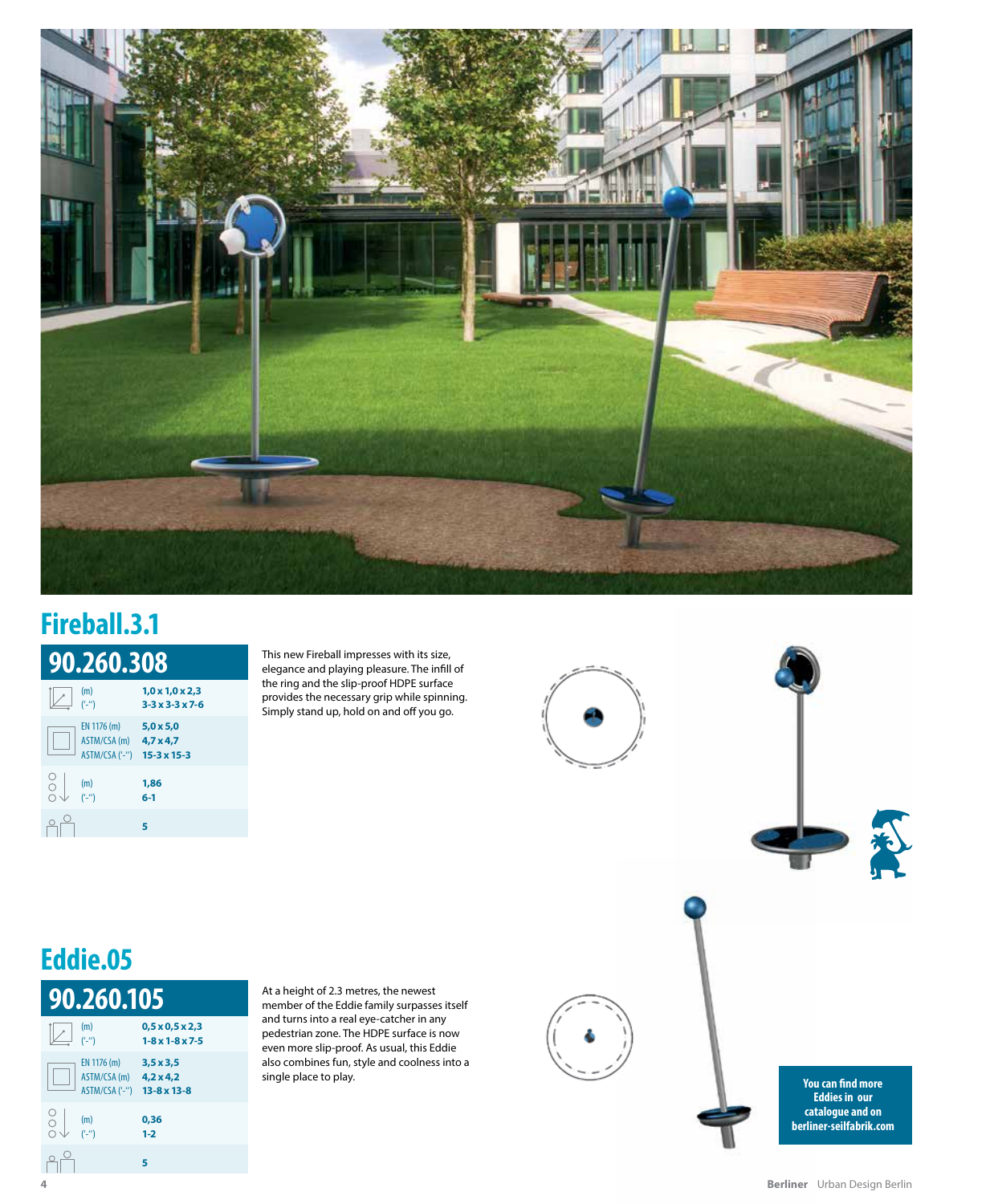## Fireball.3.1

**90.260.308**

| | | |
|---|---|---|
| | (m) | 1,0 x 1,0 x 2,3 |
| | ('-") | 3-3 x 3-3 x 7-6 |
| | EN 1176 (m) | 5,0 x 5,0 |
| | ASTM/CSA (m) | 4,7 x 4,7 |
| | ASTM/CSA ('-") | 15-3 x 15-3 |
| | (m) | 1,86 |
| | ('-") | 6-1 |
| | | 5 |

This new Fireball impresses with its size, elegance and playing pleasure. The infill of the ring and the slip-proof HDPE surface provides the necessary grip while spinning. Simply stand up, hold on and off you go.

## Eddie.05

**90.260.105**

| | | |
|---|---|---|
| | (m) | 0,5 x 0,5 x 2,3 |
| | ('-") | 1-8 x 1-8 x 7-5 |
| | EN 1176 (m) | 3,5 x 3,5 |
| | ASTM/CSA (m) | 4,2 x 4,2 |
| | ASTM/CSA ('-") | 13-8 x 13-8 |
| | (m) | 0,36 |
| | ('-") | 1-2 |
| | | 5 |

At a height of 2.3 metres, the newest member of the Eddie family surpasses itself and turns into a real eye-catcher in any pedestrian zone. The HDPE surface is now even more slip-proof. As usual, this Eddie also combines fun, style and coolness into a single place to play.

**You can find more Eddies in our catalogue and on berliner-seilfabrik.com**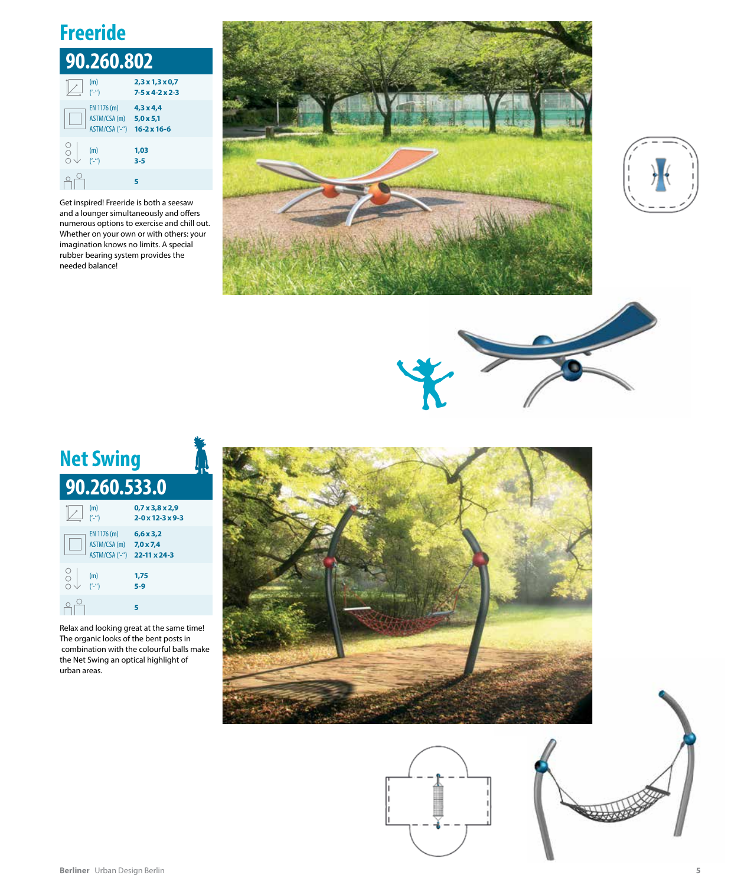## Freeride

### 90.260.802

| | | |
|---|---|---|
| | (m) | 2,3 x 1,3 x 0,7 |
| | ('-'') | 7-5 x 4-2 x 2-3 |
| | EN 1176 (m) | 4,3 x 4,4 |
| | ASTM/CSA (m) | 5,0 x 5,1 |
| | ASTM/CSA ('-'') | 16-2 x 16-6 |
| | (m) | 1,03 |
| | ('-'') | 3-5 |
| | | 5 |

Get inspired! Freeride is both a seesaw and a lounger simultaneously and offers numerous options to exercise and chill out. Whether on your own or with others: your imagination knows no limits. A special rubber bearing system provides the needed balance!

## Net Swing

### 90.260.533.0

| | | |
|---|---|---|
| | (m) | 0,7 x 3,8 x 2,9 |
| | ('-'') | 2-0 x 12-3 x 9-3 |
| | EN 1176 (m) | 6,6 x 3,2 |
| | ASTM/CSA (m) | 7,0 x 7,4 |
| | ASTM/CSA ('-'') | 22-11 x 24-3 |
| | (m) | 1,75 |
| | ('-'') | 5-9 |
| | | 5 |

Relax and looking great at the same time! The organic looks of the bent posts in combination with the colourful balls make the Net Swing an optical highlight of urban areas.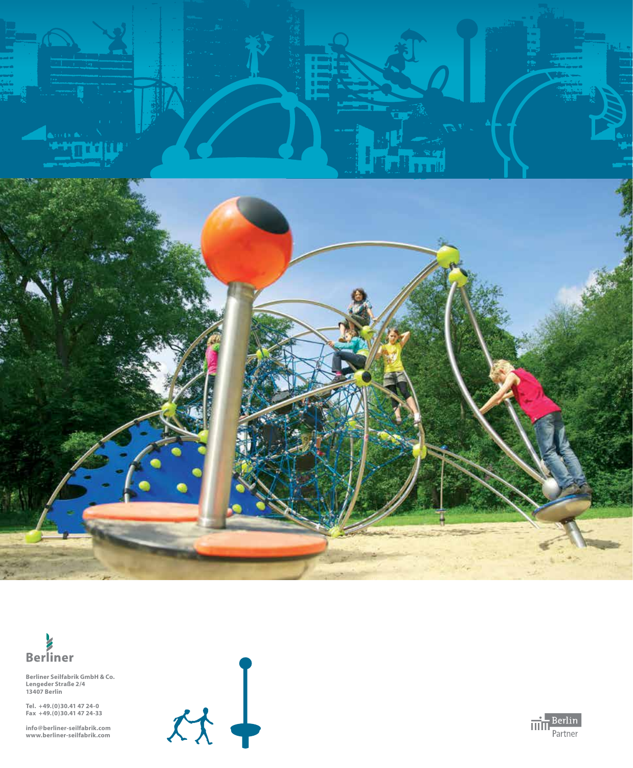Berliner

**Berliner Seilfabrik GmbH & Co.**
**Lengeder Straße 2/4**
**13407 Berlin**

**Tel. +49.(0)30.41 47 24-0**
**Fax +49.(0)30.41 47 24-33**

**info@berliner-seilfabrik.com**
**www.berliner-seilfabrik.com**

Berlin Partner